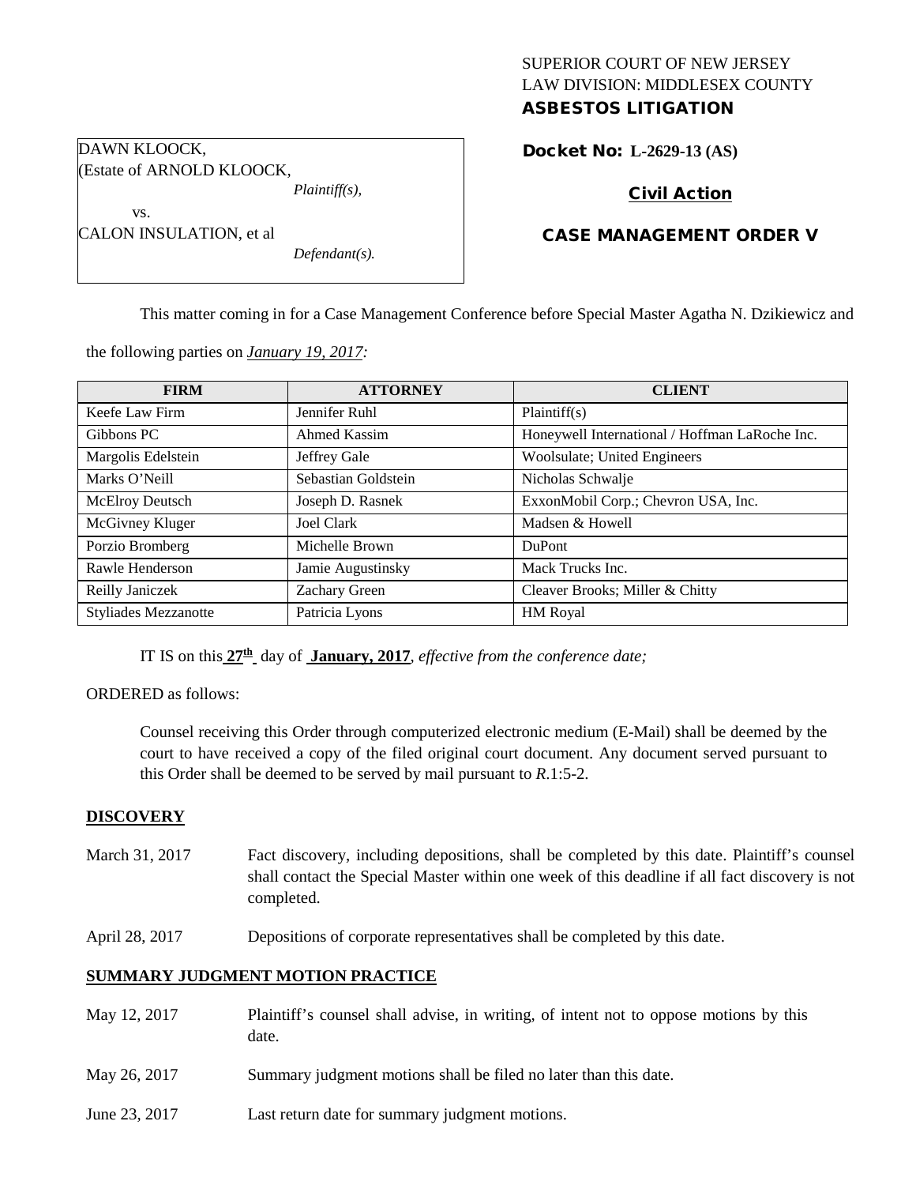SUPERIOR COURT OF NEW JERSEY
LAW DIVISION: MIDDLESEX COUNTY
**ASBESTOS LITIGATION**

DAWN KLOOCK,
(Estate of ARNOLD KLOOCK,
*Plaintiff(s),*
vs.
CALON INSULATION, et al
*Defendant(s).*

**Docket No: L-2629-13 (AS)**

**Civil Action**

**CASE MANAGEMENT ORDER V**

This matter coming in for a Case Management Conference before Special Master Agatha N. Dzikiewicz and the following parties on *January 19, 2017:*

| FIRM | ATTORNEY | CLIENT |
|---|---|---|
| Keefe Law Firm | Jennifer Ruhl | Plaintiff(s) |
| Gibbons PC | Ahmed Kassim | Honeywell International / Hoffman LaRoche Inc. |
| Margolis Edelstein | Jeffrey Gale | Woolsulate; United Engineers |
| Marks O'Neill | Sebastian Goldstein | Nicholas Schwalje |
| McElroy Deutsch | Joseph D. Rasnek | ExxonMobil Corp.; Chevron USA, Inc. |
| McGivney Kluger | Joel Clark | Madsen & Howell |
| Porzio Bromberg | Michelle Brown | DuPont |
| Rawle Henderson | Jamie Augustinsky | Mack Trucks Inc. |
| Reilly Janiczek | Zachary Green | Cleaver Brooks; Miller & Chitty |
| Styliades Mezzanotte | Patricia Lyons | HM Royal |

IT IS on this **27th** day of **January, 2017**, *effective from the conference date;*

ORDERED as follows:

Counsel receiving this Order through computerized electronic medium (E-Mail) shall be deemed by the court to have received a copy of the filed original court document. Any document served pursuant to this Order shall be deemed to be served by mail pursuant to *R*.1:5-2.

**DISCOVERY**

March 31, 2017 Fact discovery, including depositions, shall be completed by this date. Plaintiff's counsel shall contact the Special Master within one week of this deadline if all fact discovery is not completed.

April 28, 2017 Depositions of corporate representatives shall be completed by this date.

**SUMMARY JUDGMENT MOTION PRACTICE**

May 12, 2017 Plaintiff's counsel shall advise, in writing, of intent not to oppose motions by this date.

May 26, 2017 Summary judgment motions shall be filed no later than this date.

June 23, 2017 Last return date for summary judgment motions.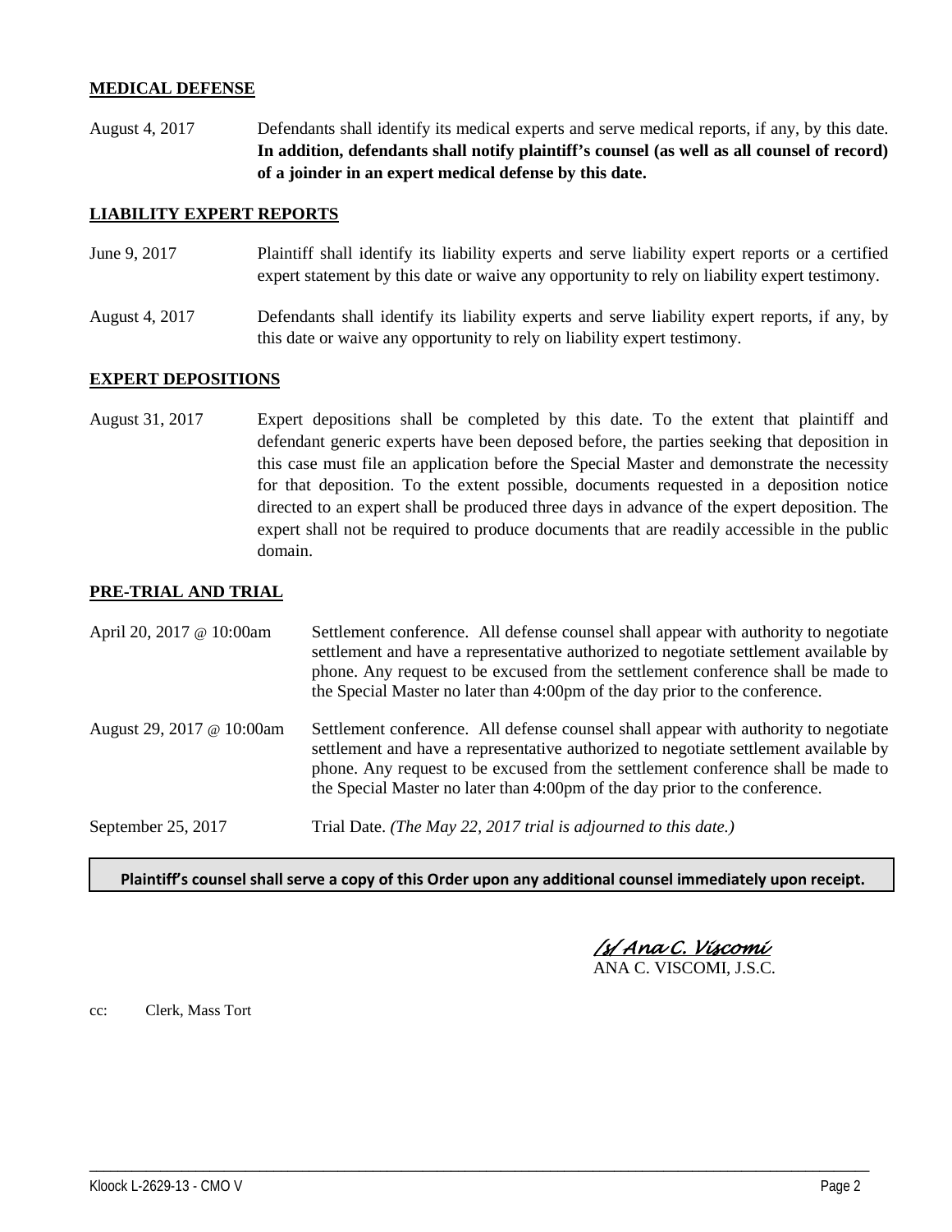**MEDICAL DEFENSE**

| | |
|---|---|
| August 4, 2017 | Defendants shall identify its medical experts and serve medical reports, if any, by this date. **In addition, defendants shall notify plaintiff's counsel (as well as all counsel of record) of a joinder in an expert medical defense by this date.** |

**LIABILITY EXPERT REPORTS**

| | |
|---|---|
| June 9, 2017 | Plaintiff shall identify its liability experts and serve liability expert reports or a certified expert statement by this date or waive any opportunity to rely on liability expert testimony. |
| August 4, 2017 | Defendants shall identify its liability experts and serve liability expert reports, if any, by this date or waive any opportunity to rely on liability expert testimony. |

**EXPERT DEPOSITIONS**

| | |
|---|---|
| August 31, 2017 | Expert depositions shall be completed by this date. To the extent that plaintiff and defendant generic experts have been deposed before, the parties seeking that deposition in this case must file an application before the Special Master and demonstrate the necessity for that deposition. To the extent possible, documents requested in a deposition notice directed to an expert shall be produced three days in advance of the expert deposition. The expert shall not be required to produce documents that are readily accessible in the public domain. |

**PRE-TRIAL AND TRIAL**

| | |
|---|---|
| April 20, 2017 @ 10:00am | Settlement conference. All defense counsel shall appear with authority to negotiate settlement and have a representative authorized to negotiate settlement available by phone. Any request to be excused from the settlement conference shall be made to the Special Master no later than 4:00pm of the day prior to the conference. |
| August 29, 2017 @ 10:00am | Settlement conference. All defense counsel shall appear with authority to negotiate settlement and have a representative authorized to negotiate settlement available by phone. Any request to be excused from the settlement conference shall be made to the Special Master no later than 4:00pm of the day prior to the conference. |
| September 25, 2017 | Trial Date. *(The May 22, 2017 trial is adjourned to this date.)* |

**Plaintiff's counsel shall serve a copy of this Order upon any additional counsel immediately upon receipt.**

*/s/ Ana C. Viscomi*
ANA C. VISCOMI, J.S.C.

cc: Clerk, Mass Tort